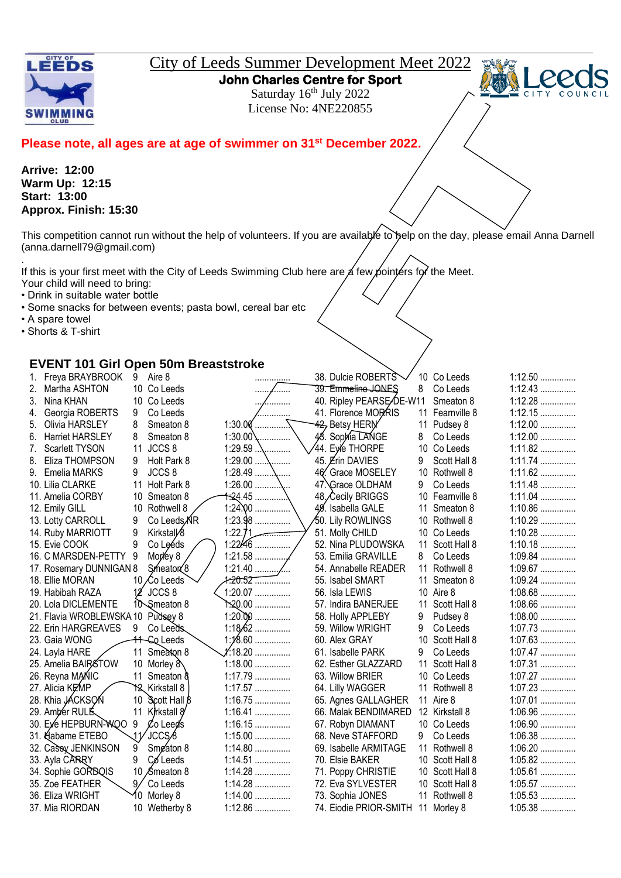# City of Leeds Summer Development Meet 2022

**John Charles Centre for Sport**

Saturday 16th July 2022

License No: 4NE220855

**Please note, all ages are at age of swimmer on 31st December 2022.**

**Arrive: 12:00**
**Warm Up: 12:15**
**Start: 13:00**
**Approx. Finish: 15:30**

This competition cannot run without the help of volunteers. If you are available to help on the day, please email Anna Darnell (anna.darnell79@gmail.com)

.

If this is your first meet with the City of Leeds Swimming Club here are a few pointers for the Meet.
Your child will need to bring:

- Drink in suitable water bottle
- Some snacks for between events; pasta bowl, cereal bar etc
- A spare towel
- Shorts & T-shirt

## EVENT 101 Girl Open 50m Breaststroke

| # | Name | Age | Club | Time | |
|---|---|---|---|---|---|
| 1. | Freya BRAYBROOK | 9 | Aire 8 | | ............... |
| 2. | Martha ASHTON | 10 | Co Leeds | | ............... |
| 3. | Nina KHAN | 10 | Co Leeds | | ............... |
| 4. | Georgia ROBERTS | 9 | Co Leeds | | ............... |
| 5. | Olivia HARSLEY | 8 | Smeaton 8 | 1:30.00 | ............... |
| 6. | Harriet HARSLEY | 8 | Smeaton 8 | 1:30.00 | ............... |
| 7. | Scarlett TYSON | 11 | JCCS 8 | 1:29.59 | ............... |
| 8. | Eliza THOMPSON | 9 | Holt Park 8 | 1:29.00 | ............... |
| 9. | Emelia MARKS | 9 | JCCS 8 | 1:28.49 | ............... |
| 10. | Lilia CLARKE | 11 | Holt Park 8 | 1:26.00 | ............... |
| 11. | Amelia CORBY | 10 | Smeaton 8 | 1:24.45 | ............... |
| 12. | Emily GILL | 10 | Rothwell 8 | 1:24.00 | ............... |
| 13. | Lotty CARROLL | 9 | Co Leeds NR | 1:23.98 | ............... |
| 14. | Ruby MARRIOTT | 9 | Kirkstall 8 | 1:22.71 | ............... |
| 15. | Evie COOK | 9 | Co Leeds | 1:22.46 | ............... |
| 16. | C MARSDEN-PETTY | 9 | Morley 8 | 1:21.58 | ............... |
| 17. | Rosemary DUNNIGAN | 8 | Smeaton 8 | 1:21.40 | ............... |
| 18. | Ellie MORAN | 10 | Co Leeds | 1:20.52 | ............... |
| 19. | Habibah RAZA | 12 | JCCS 8 | 1:20.07 | ............... |
| 20. | Lola DICLEMENTE | 10 | Smeaton 8 | 1:20.00 | ............... |
| 21. | Flavia WROBLEWSKA | 10 | Pudsey 8 | 1:20.00 | ............... |
| 22. | Erin HARGREAVES | 9 | Co Leeds | 1:18.62 | ............... |
| 23. | Gaia WONG | 11 | Co Leeds | 1:18.60 | ............... |
| 24. | Layla HARE | 11 | Smeaton 8 | 1:18.20 | ............... |
| 25. | Amelia BAIRSTOW | 10 | Morley 8 | 1:18.00 | ............... |
| 26. | Reyna MANIC | 11 | Smeaton 8 | 1:17.79 | ............... |
| 27. | Alicia KEMP | 12 | Kirkstall 8 | 1:17.57 | ............... |
| 28. | Khia JACKSON | 10 | Scott Hall 8 | 1:16.75 | ............... |
| 29. | Amber RULE | 11 | Kirkstall 8 | 1:16.41 | ............... |
| 30. | Eve HEPBURN-WOO | 9 | Co Leeds | 1:16.15 | ............... |
| 31. | Habame ETEBO | 11 | JCCS 8 | 1:15.00 | ............... |
| 32. | Casey JENKINSON | 9 | Smeaton 8 | 1:14.80 | ............... |
| 33. | Ayla CARRY | 9 | Co Leeds | 1:14.51 | ............... |
| 34. | Sophie GORDOIS | 10 | Smeaton 8 | 1:14.28 | ............... |
| 35. | Zoe FEATHER | 9 | Co Leeds | 1:14.28 | ............... |
| 36. | Eliza WRIGHT | 10 | Morley 8 | 1:14.00 | ............... |
| 37. | Mia RIORDAN | 10 | Wetherby 8 | 1:12.86 | ............... |
| 38. | Dulcie ROBERTS | 10 | Co Leeds | 1:12.50 | ............... |
| 39. | Emmeline JONES | 8 | Co Leeds | 1:12.43 | ............... |
| 40. | Ripley PEARSE-DE-W | 11 | Smeaton 8 | 1:12.28 | ............... |
| 41. | Florence MORRIS | 11 | Fearnville 8 | 1:12.15 | ............... |
| 42. | Betsy HERN | 11 | Pudsey 8 | 1:12.00 | ............... |
| 43. | Sophia LANGE | 8 | Co Leeds | 1:12.00 | ............... |
| 44. | Evie THORPE | 10 | Co Leeds | 1:11.82 | ............... |
| 45. | Erin DAVIES | 9 | Scott Hall 8 | 1:11.74 | ............... |
| 46. | Grace MOSELEY | 10 | Rothwell 8 | 1:11.62 | ............... |
| 47. | Grace OLDHAM | 9 | Co Leeds | 1:11.48 | ............... |
| 48. | Cecily BRIGGS | 10 | Fearnville 8 | 1:11.04 | ............... |
| 49. | Isabella GALE | 11 | Smeaton 8 | 1:10.86 | ............... |
| 50. | Lily ROWLINGS | 10 | Rothwell 8 | 1:10.29 | ............... |
| 51. | Molly CHILD | 10 | Co Leeds | 1:10.28 | ............... |
| 52. | Nina PLUDOWSKA | 11 | Scott Hall 8 | 1:10.18 | ............... |
| 53. | Emilia GRAVILLE | 8 | Co Leeds | 1:09.84 | ............... |
| 54. | Annabelle READER | 11 | Rothwell 8 | 1:09.67 | ............... |
| 55. | Isabel SMART | 11 | Smeaton 8 | 1:09.24 | ............... |
| 56. | Isla LEWIS | 10 | Aire 8 | 1:08.68 | ............... |
| 57. | Indira BANERJEE | 11 | Scott Hall 8 | 1:08.66 | ............... |
| 58. | Holly APPLEBY | 9 | Pudsey 8 | 1:08.00 | ............... |
| 59. | Willow WRIGHT | 9 | Co Leeds | 1:07.73 | ............... |
| 60. | Alex GRAY | 10 | Scott Hall 8 | 1:07.63 | ............... |
| 61. | Isabelle PARK | 9 | Co Leeds | 1:07.47 | ............... |
| 62. | Esther GLAZZARD | 11 | Scott Hall 8 | 1:07.31 | ............... |
| 63. | Willow BRIER | 10 | Co Leeds | 1:07.27 | ............... |
| 64. | Lilly WAGGER | 11 | Rothwell 8 | 1:07.23 | ............... |
| 65. | Agnes GALLAGHER | 11 | Aire 8 | 1:07.01 | ............... |
| 66. | Malak BENDIMRED | 12 | Kirkstall 8 | 1:06.96 | ............... |
| 67. | Robyn DIAMANT | 10 | Co Leeds | 1:06.90 | ............... |
| 68. | Neve STAFFORD | 9 | Co Leeds | 1:06.38 | ............... |
| 69. | Isabelle ARMITAGE | 11 | Rothwell 8 | 1:06.20 | ............... |
| 70. | Elsie BAKER | 10 | Scott Hall 8 | 1:05.82 | ............... |
| 71. | Poppy CHRISTIE | 10 | Scott Hall 8 | 1:05.61 | ............... |
| 72. | Eva SYLVESTER | 10 | Scott Hall 8 | 1:05.57 | ............... |
| 73. | Sophia JONES | 11 | Rothwell 8 | 1:05.53 | ............... |
| 74. | Eiodie PRIOR-SMITH | 11 | Morley 8 | 1:05.38 | ............... |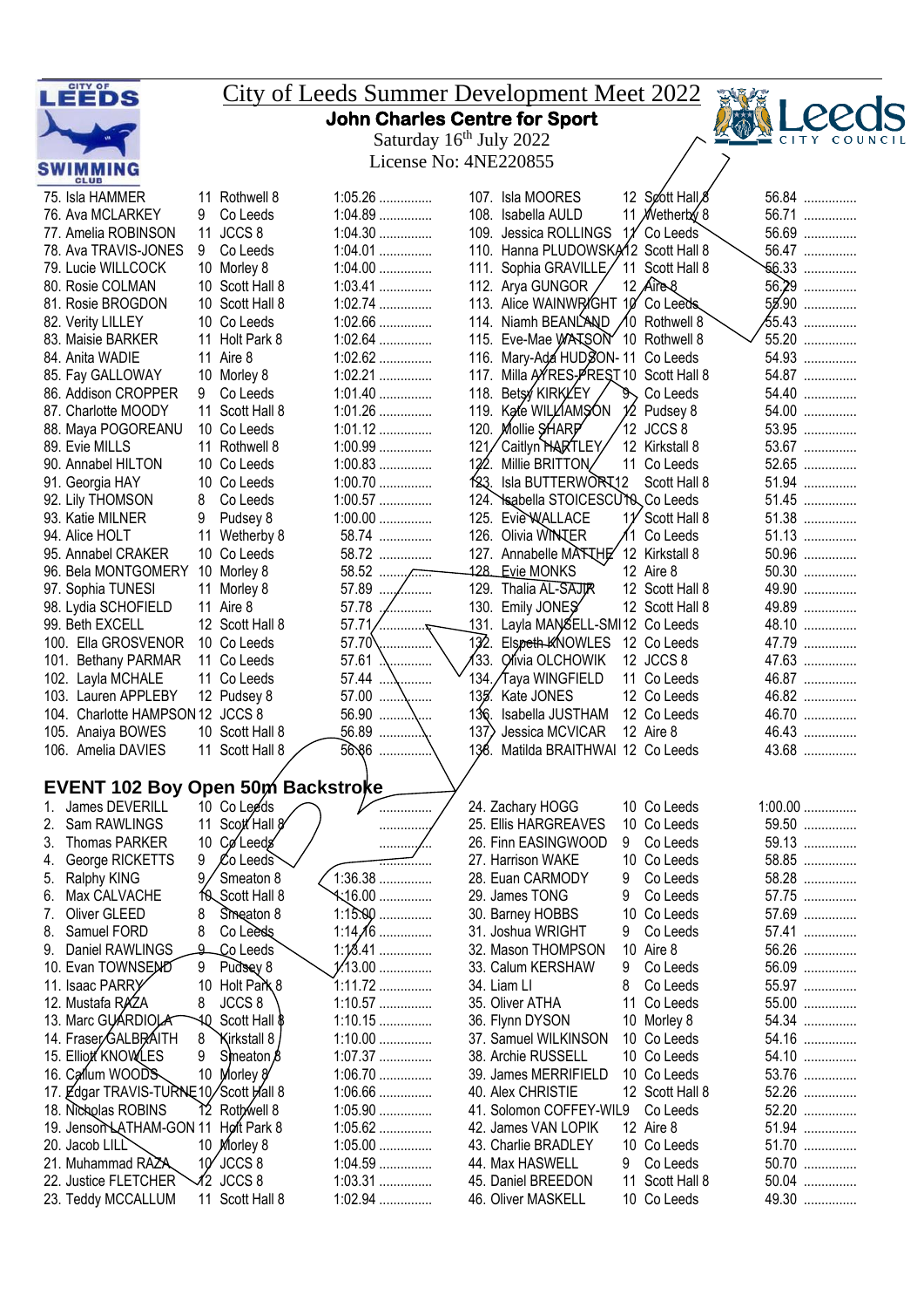# City of Leeds Summer Development Meet 2022

**John Charles Centre for Sport**

Saturday 16th July 2022

License No: 4NE220855

| | Name | Age | Club | Time |
|---|---|---|---|---|
| 75. | Isla HAMMER | 11 | Rothwell 8 | 1:05.26 ............... |
| 76. | Ava MCLARKEY | 9 | Co Leeds | 1:04.89 ............... |
| 77. | Amelia ROBINSON | 11 | JCCS 8 | 1:04.30 ............... |
| 78. | Ava TRAVIS-JONES | 9 | Co Leeds | 1:04.01 ............... |
| 79. | Lucie WILLCOCK | 10 | Morley 8 | 1:04.00 ............... |
| 80. | Rosie COLMAN | 10 | Scott Hall 8 | 1:03.41 ............... |
| 81. | Rosie BROGDON | 10 | Scott Hall 8 | 1:02.74 ............... |
| 82. | Verity LILLEY | 10 | Co Leeds | 1:02.66 ............... |
| 83. | Maisie BARKER | 11 | Holt Park 8 | 1:02.64 ............... |
| 84. | Anita WADIE | 11 | Aire 8 | 1:02.62 ............... |
| 85. | Fay GALLOWAY | 10 | Morley 8 | 1:02.21 ............... |
| 86. | Addison CROPPER | 9 | Co Leeds | 1:01.40 ............... |
| 87. | Charlotte MOODY | 11 | Scott Hall 8 | 1:01.26 ............... |
| 88. | Maya POGOREANU | 10 | Co Leeds | 1:01.12 ............... |
| 89. | Evie MILLS | 11 | Rothwell 8 | 1:00.99 ............... |
| 90. | Annabel HILTON | 10 | Co Leeds | 1:00.83 ............... |
| 91. | Georgia HAY | 10 | Co Leeds | 1:00.70 ............... |
| 92. | Lily THOMSON | 8 | Co Leeds | 1:00.57 ............... |
| 93. | Katie MILNER | 9 | Pudsey 8 | 1:00.00 ............... |
| 94. | Alice HOLT | 11 | Wetherby 8 | 58.74 ............... |
| 95. | Annabel CRAKER | 10 | Co Leeds | 58.72 ............... |
| 96. | Bela MONTGOMERY | 10 | Morley 8 | 58.52 ............... |
| 97. | Sophia TUNESI | 11 | Morley 8 | 57.89 ............... |
| 98. | Lydia SCHOFIELD | 11 | Aire 8 | 57.78 ............... |
| 99. | Beth EXCELL | 12 | Scott Hall 8 | 57.71 ............... |
| 100. | Ella GROSVENOR | 10 | Co Leeds | 57.70 ............... |
| 101. | Bethany PARMAR | 11 | Co Leeds | 57.61 ............... |
| 102. | Layla MCHALE | 11 | Co Leeds | 57.44 ............... |
| 103. | Lauren APPLEBY | 12 | Pudsey 8 | 57.00 ............... |
| 104. | Charlotte HAMPSON | 12 | JCCS 8 | 56.90 ............... |
| 105. | Anaiya BOWES | 10 | Scott Hall 8 | 56.89 ............... |
| 106. | Amelia DAVIES | 11 | Scott Hall 8 | 56.86 ............... |
| 107. | Isla MOORES | 12 | Scott Hall 8 | 56.84 ............... |
| 108. | Isabella AULD | 11 | Wetherby 8 | 56.71 ............... |
| 109. | Jessica ROLLINGS | 11 | Co Leeds | 56.69 ............... |
| 110. | Hanna PLUDOWSKA | 12 | Scott Hall 8 | 56.47 ............... |
| 111. | Sophia GRAVILLE | 11 | Scott Hall 8 | 56.33 ............... |
| 112. | Arya GUNGOR | 12 | Aire 8 | 56.29 ............... |
| 113. | Alice WAINWRIGHT | 10 | Co Leeds | 55.90 ............... |
| 114. | Niamh BEANLAND | 10 | Rothwell 8 | 55.43 ............... |
| 115. | Eve-Mae WATSON | 10 | Rothwell 8 | 55.20 ............... |
| 116. | Mary-Ada HUDSON- | 11 | Co Leeds | 54.93 ............... |
| 117. | Milla AYRES-PREST | 10 | Scott Hall 8 | 54.87 ............... |
| 118. | Betsy KIRKLEY | 9 | Co Leeds | 54.40 ............... |
| 119. | Kate WILLIAMSON | 12 | Pudsey 8 | 54.00 ............... |
| 120. | Mollie SHARP | 12 | JCCS 8 | 53.95 ............... |
| 121. | Caitlyn HARTLEY | 12 | Kirkstall 8 | 53.67 ............... |
| 122. | Millie BRITTON | 11 | Co Leeds | 52.65 ............... |
| 123. | Isla BUTTERWORTH | 12 | Scott Hall 8 | 51.94 ............... |
| 124. | Isabella STOICESCU | 10 | Co Leeds | 51.45 ............... |
| 125. | Evie WALLACE | 11 | Scott Hall 8 | 51.38 ............... |
| 126. | Olivia WINTER | 11 | Co Leeds | 51.13 ............... |
| 127. | Annabelle MATTHE | 12 | Kirkstall 8 | 50.96 ............... |
| 128. | Evie MONKS | 12 | Aire 8 | 50.30 ............... |
| 129. | Thalia AL-SAJIR | 12 | Scott Hall 8 | 49.90 ............... |
| 130. | Emily JONES | 12 | Scott Hall 8 | 49.89 ............... |
| 131. | Layla MANSELL-SMI | 12 | Co Leeds | 48.10 ............... |
| 132. | Elspeth KNOWLES | 12 | Co Leeds | 47.79 ............... |
| 133. | Olivia OLCHOWIK | 12 | JCCS 8 | 47.63 ............... |
| 134. | Taya WINGFIELD | 11 | Co Leeds | 46.87 ............... |
| 135. | Kate JONES | 12 | Co Leeds | 46.82 ............... |
| 136. | Isabella JUSTHAM | 12 | Co Leeds | 46.70 ............... |
| 137. | Jessica MCVICAR | 12 | Aire 8 | 46.43 ............... |
| 138. | Matilda BRAITHWAI | 12 | Co Leeds | 43.68 ............... |

## EVENT 102 Boy Open 50m Backstroke

| | Name | Age | Club | Time |
|---|---|---|---|---|
| 1. | James DEVERILL | 10 | Co Leeds | ............... |
| 2. | Sam RAWLINGS | 11 | Scott Hall 8 | ............... |
| 3. | Thomas PARKER | 10 | Co Leeds | ............... |
| 4. | George RICKETTS | 9 | Co Leeds | ............... |
| 5. | Ralphy KING | 9 | Smeaton 8 | 1:36.38 ............... |
| 6. | Max CALVACHE | 10 | Scott Hall 8 | 1:16.00 ............... |
| 7. | Oliver GLEED | 8 | Smeaton 8 | 1:15.00 ............... |
| 8. | Samuel FORD | 8 | Co Leeds | 1:14.16 ............... |
| 9. | Daniel RAWLINGS | 9 | Co Leeds | 1:13.41 ............... |
| 10. | Evan TOWNSEND | 9 | Pudsey 8 | 1:13.00 ............... |
| 11. | Isaac PARRY | 10 | Holt Park 8 | 1:11.72 ............... |
| 12. | Mustafa RAZA | 8 | JCCS 8 | 1:10.57 ............... |
| 13. | Marc GUARDIOLA | 10 | Scott Hall 8 | 1:10.15 ............... |
| 14. | Fraser GALBRAITH | 8 | Kirkstall 8 | 1:10.00 ............... |
| 15. | Elliot KNOWLES | 9 | Smeaton 8 | 1:07.37 ............... |
| 16. | Callum WOODS | 10 | Morley 8 | 1:06.70 ............... |
| 17. | Edgar TRAVIS-TURNE | 10 | Scott Hall 8 | 1:06.66 ............... |
| 18. | Nicholas ROBINS | 12 | Rothwell 8 | 1:05.90 ............... |
| 19. | Jenson LATHAM-GON | 11 | Holt Park 8 | 1:05.62 ............... |
| 20. | Jacob LILL | 10 | Morley 8 | 1:05.00 ............... |
| 21. | Muhammad RAZA | 10 | JCCS 8 | 1:04.59 ............... |
| 22. | Justice FLETCHER | 12 | JCCS 8 | 1:03.31 ............... |
| 23. | Teddy MCCALLUM | 11 | Scott Hall 8 | 1:02.94 ............... |
| 24. | Zachary HOGG | 10 | Co Leeds | 1:00.00 ............... |
| 25. | Ellis HARGREAVES | 10 | Co Leeds | 59.50 ............... |
| 26. | Finn EASINGWOOD | 9 | Co Leeds | 59.13 ............... |
| 27. | Harrison WAKE | 10 | Co Leeds | 58.85 ............... |
| 28. | Euan CARMODY | 9 | Co Leeds | 58.28 ............... |
| 29. | James TONG | 9 | Co Leeds | 57.75 ............... |
| 30. | Barney HOBBS | 10 | Co Leeds | 57.69 ............... |
| 31. | Joshua WRIGHT | 9 | Co Leeds | 57.41 ............... |
| 32. | Mason THOMPSON | 10 | Aire 8 | 56.26 ............... |
| 33. | Calum KERSHAW | 9 | Co Leeds | 56.09 ............... |
| 34. | Liam LI | 8 | Co Leeds | 55.97 ............... |
| 35. | Oliver ATHA | 11 | Co Leeds | 55.00 ............... |
| 36. | Flynn DYSON | 10 | Morley 8 | 54.34 ............... |
| 37. | Samuel WILKINSON | 10 | Co Leeds | 54.16 ............... |
| 38. | Archie RUSSELL | 10 | Co Leeds | 54.10 ............... |
| 39. | James MERRIFIELD | 10 | Co Leeds | 53.76 ............... |
| 40. | Alex CHRISTIE | 12 | Scott Hall 8 | 52.26 ............... |
| 41. | Solomon COFFEY-WIL | 9 | Co Leeds | 52.20 ............... |
| 42. | James VAN LOPIK | 12 | Aire 8 | 51.94 ............... |
| 43. | Charlie BRADLEY | 10 | Co Leeds | 51.70 ............... |
| 44. | Max HASWELL | 9 | Co Leeds | 50.70 ............... |
| 45. | Daniel BREEDON | 11 | Scott Hall 8 | 50.04 ............... |
| 46. | Oliver MASKELL | 10 | Co Leeds | 49.30 ............... |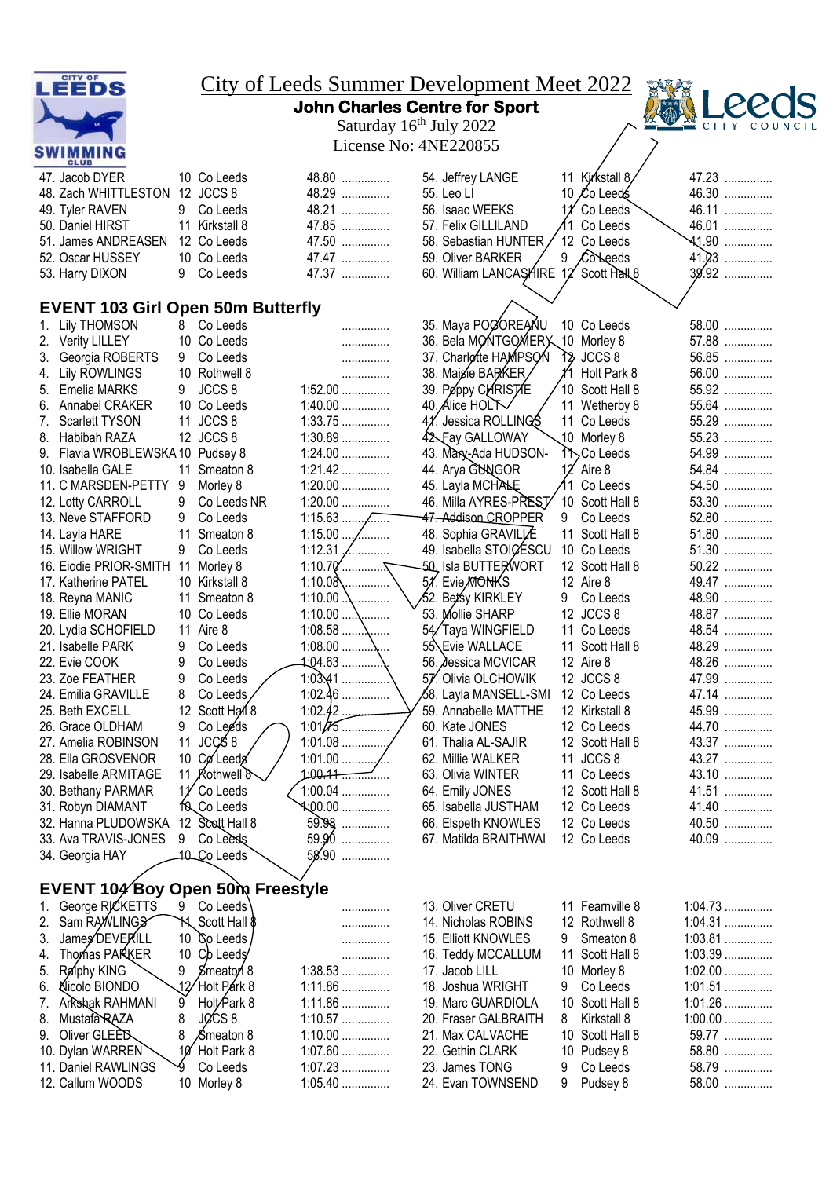# City of Leeds Summer Development Meet 2022

**John Charles Centre for Sport**

Saturday 16th July 2022

License No: 4NE220855

| # | Name | Age | Club | Time | |
|---|---|---|---|---|---|
| 47. | Jacob DYER | 10 | Co Leeds | 48.80 | ............... |
| 48. | Zach WHITTLESTON | 12 | JCCS 8 | 48.29 | ............... |
| 49. | Tyler RAVEN | 9 | Co Leeds | 48.21 | ............... |
| 50. | Daniel HIRST | 11 | Kirkstall 8 | 47.85 | ............... |
| 51. | James ANDREASEN | 12 | Co Leeds | 47.50 | ............... |
| 52. | Oscar HUSSEY | 10 | Co Leeds | 47.47 | ............... |
| 53. | Harry DIXON | 9 | Co Leeds | 47.37 | ............... |
| 54. | Jeffrey LANGE | 11 | Kirkstall 8 | 47.23 | ............... |
| 55. | Leo LI | 10 | Co Leeds | 46.30 | ............... |
| 56. | Isaac WEEKS | 11 | Co Leeds | 46.11 | ............... |
| 57. | Felix GILLILAND | 11 | Co Leeds | 46.01 | ............... |
| 58. | Sebastian HUNTER | 12 | Co Leeds | 41.90 | ............... |
| 59. | Oliver BARKER | 9 | Co Leeds | 41.03 | ............... |
| 60. | William LANCASHIRE | 12 | Scott Hall 8 | 39.92 | ............... |

## EVENT 103 Girl Open 50m Butterfly

| # | Name | Age | Club | Time | |
|---|---|---|---|---|---|
| 1. | Lily THOMSON | 8 | Co Leeds | | ............... |
| 2. | Verity LILLEY | 10 | Co Leeds | | ............... |
| 3. | Georgia ROBERTS | 9 | Co Leeds | | ............... |
| 4. | Lily ROWLINGS | 10 | Rothwell 8 | | ............... |
| 5. | Emelia MARKS | 9 | JCCS 8 | 1:52.00 | ............... |
| 6. | Annabel CRAKER | 10 | Co Leeds | 1:40.00 | ............... |
| 7. | Scarlett TYSON | 11 | JCCS 8 | 1:33.75 | ............... |
| 8. | Habibah RAZA | 12 | JCCS 8 | 1:30.89 | ............... |
| 9. | Flavia WROBLEWSKA | 10 | Pudsey 8 | 1:24.00 | ............... |
| 10. | Isabella GALE | 11 | Smeaton 8 | 1:21.42 | ............... |
| 11. | C MARSDEN-PETTY | 9 | Morley 8 | 1:20.00 | ............... |
| 12. | Lotty CARROLL | 9 | Co Leeds NR | 1:20.00 | ............... |
| 13. | Neve STAFFORD | 9 | Co Leeds | 1:15.63 | ............... |
| 14. | Layla HARE | 11 | Smeaton 8 | 1:15.00 | ............... |
| 15. | Willow WRIGHT | 9 | Co Leeds | 1:12.31 | ............... |
| 16. | Eiodie PRIOR-SMITH | 11 | Morley 8 | 1:10.70 | ............... |
| 17. | Katherine PATEL | 10 | Kirkstall 8 | 1:10.08 | ............... |
| 18. | Reyna MANIC | 11 | Smeaton 8 | 1:10.00 | ............... |
| 19. | Ellie MORAN | 10 | Co Leeds | 1:10.00 | ............... |
| 20. | Lydia SCHOFIELD | 11 | Aire 8 | 1:08.58 | ............... |
| 21. | Isabelle PARK | 9 | Co Leeds | 1:08.00 | ............... |
| 22. | Evie COOK | 9 | Co Leeds | 1:04.63 | ............... |
| 23. | Zoe FEATHER | 9 | Co Leeds | 1:03.41 | ............... |
| 24. | Emilia GRAVILLE | 8 | Co Leeds | 1:02.46 | ............... |
| 25. | Beth EXCELL | 12 | Scott Hall 8 | 1:02.42 | ............... |
| 26. | Grace OLDHAM | 9 | Co Leeds | 1:01.75 | ............... |
| 27. | Amelia ROBINSON | 11 | JCCS 8 | 1:01.08 | ............... |
| 28. | Ella GROSVENOR | 10 | Co Leeds | 1:01.00 | ............... |
| 29. | Isabelle ARMITAGE | 11 | Rothwell 8 | 1:00.11 | ............... |
| 30. | Bethany PARMAR | 11 | Co Leeds | 1:00.04 | ............... |
| 31. | Robyn DIAMANT | 10 | Co Leeds | 1:00.00 | ............... |
| 32. | Hanna PLUDOWSKA | 12 | Scott Hall 8 | 59.98 | ............... |
| 33. | Ava TRAVIS-JONES | 9 | Co Leeds | 59.90 | ............... |
| 34. | Georgia HAY | 10 | Co Leeds | 58.90 | ............... |
| 35. | Maya POGOREANU | 10 | Co Leeds | 58.00 | ............... |
| 36. | Bela MONTGOMERY | 10 | Morley 8 | 57.88 | ............... |
| 37. | Charlotte HAMPSON | 12 | JCCS 8 | 56.85 | ............... |
| 38. | Maisie BARKER | 11 | Holt Park 8 | 56.00 | ............... |
| 39. | Poppy CHRISTIE | 10 | Scott Hall 8 | 55.92 | ............... |
| 40. | Alice HOLT | 11 | Wetherby 8 | 55.64 | ............... |
| 41. | Jessica ROLLINGS | 11 | Co Leeds | 55.29 | ............... |
| 42. | Fay GALLOWAY | 10 | Morley 8 | 55.23 | ............... |
| 43. | Mary-Ada HUDSON- | 11 | Co Leeds | 54.99 | ............... |
| 44. | Arya GUNGOR | 12 | Aire 8 | 54.84 | ............... |
| 45. | Layla MCHALE | 11 | Co Leeds | 54.50 | ............... |
| 46. | Milla AYRES-PREST | 10 | Scott Hall 8 | 53.30 | ............... |
| 47. | Addison CROPPER | 9 | Co Leeds | 52.80 | ............... |
| 48. | Sophia GRAVILLE | 11 | Scott Hall 8 | 51.80 | ............... |
| 49. | Isabella STOICESCU | 10 | Co Leeds | 51.30 | ............... |
| 50. | Isla BUTTERWORT | 12 | Scott Hall 8 | 50.22 | ............... |
| 51. | Evie MONKS | 12 | Aire 8 | 49.47 | ............... |
| 52. | Betsy KIRKLEY | 9 | Co Leeds | 48.90 | ............... |
| 53. | Mollie SHARP | 12 | JCCS 8 | 48.87 | ............... |
| 54. | Taya WINGFIELD | 11 | Co Leeds | 48.54 | ............... |
| 55. | Evie WALLACE | 11 | Scott Hall 8 | 48.29 | ............... |
| 56. | Jessica MCVICAR | 12 | Aire 8 | 48.26 | ............... |
| 57. | Olivia OLCHOWIK | 12 | JCCS 8 | 47.99 | ............... |
| 58. | Layla MANSELL-SMI | 12 | Co Leeds | 47.14 | ............... |
| 59. | Annabelle MATTHE | 12 | Kirkstall 8 | 45.99 | ............... |
| 60. | Kate JONES | 12 | Co Leeds | 44.70 | ............... |
| 61. | Thalia AL-SAJIR | 12 | Scott Hall 8 | 43.37 | ............... |
| 62. | Millie WALKER | 11 | JCCS 8 | 43.27 | ............... |
| 63. | Olivia WINTER | 11 | Co Leeds | 43.10 | ............... |
| 64. | Emily JONES | 12 | Scott Hall 8 | 41.51 | ............... |
| 65. | Isabella JUSTHAM | 12 | Co Leeds | 41.40 | ............... |
| 66. | Elspeth KNOWLES | 12 | Co Leeds | 40.50 | ............... |
| 67. | Matilda BRAITHWAI | 12 | Co Leeds | 40.09 | ............... |

## EVENT 104 Boy Open 50m Freestyle

| # | Name | Age | Club | Time | |
|---|---|---|---|---|---|
| 1. | George RICKETTS | 9 | Co Leeds | | ............... |
| 2. | Sam RAWLINGS | 11 | Scott Hall 8 | | ............... |
| 3. | James DEVERILL | 10 | Co Leeds | | ............... |
| 4. | Thomas PARKER | 10 | Co Leeds | | ............... |
| 5. | Ralphy KING | 9 | Smeaton 8 | 1:38.53 | ............... |
| 6. | Nicolo BIONDO | 12 | Holt Park 8 | 1:11.86 | ............... |
| 7. | Arkshak RAHMANI | 9 | Holt Park 8 | 1:11.86 | ............... |
| 8. | Mustafa RAZA | 8 | JCCS 8 | 1:10.57 | ............... |
| 9. | Oliver GLEED | 8 | Smeaton 8 | 1:10.00 | ............... |
| 10. | Dylan WARREN | 10 | Holt Park 8 | 1:07.60 | ............... |
| 11. | Daniel RAWLINGS | 9 | Co Leeds | 1:07.23 | ............... |
| 12. | Callum WOODS | 10 | Morley 8 | 1:05.40 | ............... |
| 13. | Oliver CRETU | 11 | Fearnville 8 | 1:04.73 | ............... |
| 14. | Nicholas ROBINS | 12 | Rothwell 8 | 1:04.31 | ............... |
| 15. | Elliott KNOWLES | 9 | Smeaton 8 | 1:03.81 | ............... |
| 16. | Teddy MCCALLUM | 11 | Scott Hall 8 | 1:03.39 | ............... |
| 17. | Jacob LILL | 10 | Morley 8 | 1:02.00 | ............... |
| 18. | Joshua WRIGHT | 9 | Co Leeds | 1:01.51 | ............... |
| 19. | Marc GUARDIOLA | 10 | Scott Hall 8 | 1:01.26 | ............... |
| 20. | Fraser GALBRAITH | 8 | Kirkstall 8 | 1:00.00 | ............... |
| 21. | Max CALVACHE | 10 | Scott Hall 8 | 59.77 | ............... |
| 22. | Gethin CLARK | 10 | Pudsey 8 | 58.80 | ............... |
| 23. | James TONG | 9 | Co Leeds | 58.79 | ............... |
| 24. | Evan TOWNSEND | 9 | Pudsey 8 | 58.00 | ............... |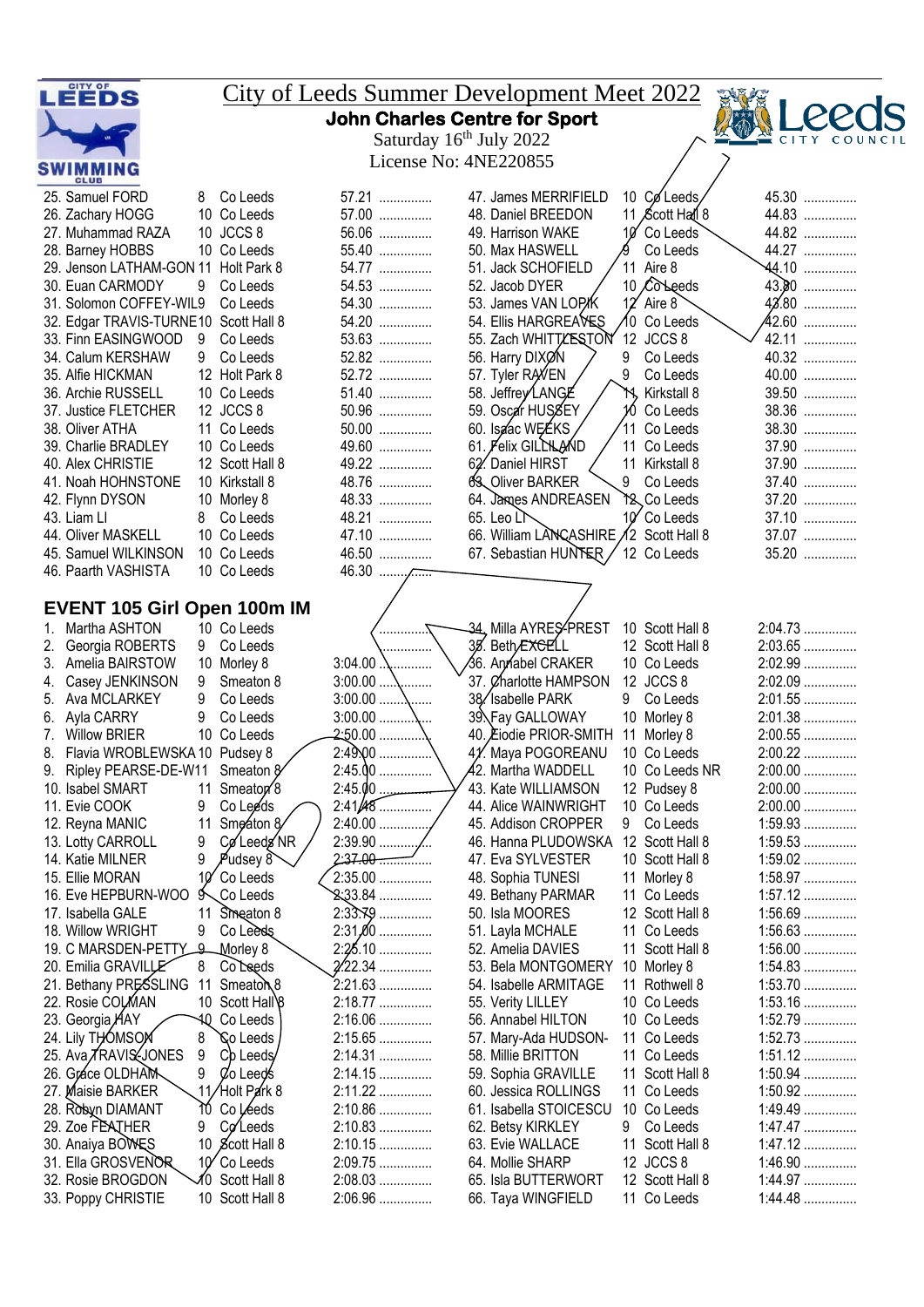# City of Leeds Summer Development Meet 2022

**John Charles Centre for Sport**

Saturday 16th July 2022

License No: 4NE220855

| | | | | | | | |
|---|---|---|---|---|---|---|---|
| 25. Samuel FORD | 8 | Co Leeds | 57.21 ............... | 47. James MERRIFIELD | 10 | Co Leeds | 45.30 ............... |
| 26. Zachary HOGG | 10 | Co Leeds | 57.00 ............... | 48. Daniel BREEDON | 11 | Scott Hall 8 | 44.83 ............... |
| 27. Muhammad RAZA | 10 | JCCS 8 | 56.06 ............... | 49. Harrison WAKE | 10 | Co Leeds | 44.82 ............... |
| 28. Barney HOBBS | 10 | Co Leeds | 55.40 ............... | 50. Max HASWELL | 9 | Co Leeds | 44.27 ............... |
| 29. Jenson LATHAM-GON | 11 | Holt Park 8 | 54.77 ............... | 51. Jack SCHOFIELD | 11 | Aire 8 | 44.10 ............... |
| 30. Euan CARMODY | 9 | Co Leeds | 54.53 ............... | 52. Jacob DYER | 10 | Co Leeds | 43.80 ............... |
| 31. Solomon COFFEY-WIL | 9 | Co Leeds | 54.30 ............... | 53. James VAN LOPIK | 12 | Aire 8 | 43.80 ............... |
| 32. Edgar TRAVIS-TURNE | 10 | Scott Hall 8 | 54.20 ............... | 54. Ellis HARGREAVES | 10 | Co Leeds | 42.60 ............... |
| 33. Finn EASINGWOOD | 9 | Co Leeds | 53.63 ............... | 55. Zach WHITTLESTON | 12 | JCCS 8 | 42.11 ............... |
| 34. Calum KERSHAW | 9 | Co Leeds | 52.82 ............... | 56. Harry DIXON | 9 | Co Leeds | 40.32 ............... |
| 35. Alfie HICKMAN | 12 | Holt Park 8 | 52.72 ............... | 57. Tyler RAVEN | 9 | Co Leeds | 40.00 ............... |
| 36. Archie RUSSELL | 10 | Co Leeds | 51.40 ............... | 58. Jeffrey LANGE | 11 | Kirkstall 8 | 39.50 ............... |
| 37. Justice FLETCHER | 12 | JCCS 8 | 50.96 ............... | 59. Oscar HUSSEY | 10 | Co Leeds | 38.36 ............... |
| 38. Oliver ATHA | 11 | Co Leeds | 50.00 ............... | 60. Isaac WEEKS | 11 | Co Leeds | 38.30 ............... |
| 39. Charlie BRADLEY | 10 | Co Leeds | 49.60 ............... | 61. Felix GILLILAND | 11 | Co Leeds | 37.90 ............... |
| 40. Alex CHRISTIE | 12 | Scott Hall 8 | 49.22 ............... | 62. Daniel HIRST | 11 | Kirkstall 8 | 37.90 ............... |
| 41. Noah HOHNSTONE | 10 | Kirkstall 8 | 48.76 ............... | 63. Oliver BARKER | 9 | Co Leeds | 37.40 ............... |
| 42. Flynn DYSON | 10 | Morley 8 | 48.33 ............... | 64. James ANDREASEN | 12 | Co Leeds | 37.20 ............... |
| 43. Liam LI | 8 | Co Leeds | 48.21 ............... | 65. Leo LI | 10 | Co Leeds | 37.10 ............... |
| 44. Oliver MASKELL | 10 | Co Leeds | 47.10 ............... | 66. William LANCASHIRE | 12 | Scott Hall 8 | 37.07 ............... |
| 45. Samuel WILKINSON | 10 | Co Leeds | 46.50 ............... | 67. Sebastian HUNTER | 12 | Co Leeds | 35.20 ............... |
| 46. Paarth VASHISTA | 10 | Co Leeds | 46.30 ............... | | | | |

## EVENT 105 Girl Open 100m IM

| | | | | | | | |
|---|---|---|---|---|---|---|---|
| 1. Martha ASHTON | 10 | Co Leeds | ............... | 34. Milla AYRES-PREST | 10 | Scott Hall 8 | 2:04.73 ............... |
| 2. Georgia ROBERTS | 9 | Co Leeds | ............... | 35. Beth EXCELL | 12 | Scott Hall 8 | 2:03.65 ............... |
| 3. Amelia BAIRSTOW | 10 | Morley 8 | 3:04.00 ............... | 36. Annabel CRAKER | 10 | Co Leeds | 2:02.99 ............... |
| 4. Casey JENKINSON | 9 | Smeaton 8 | 3:00.00 ............... | 37. Charlotte HAMPSON | 12 | JCCS 8 | 2:02.09 ............... |
| 5. Ava MCLARKEY | 9 | Co Leeds | 3:00.00 ............... | 38. Isabelle PARK | 9 | Co Leeds | 2:01.55 ............... |
| 6. Ayla CARRY | 9 | Co Leeds | 3:00.00 ............... | 39. Fay GALLOWAY | 10 | Morley 8 | 2:01.38 ............... |
| 7. Willow BRIER | 10 | Co Leeds | 2:50.00 ............... | 40. Elodie PRIOR-SMITH | 11 | Morley 8 | 2:00.55 ............... |
| 8. Flavia WROBLEWSKA | 10 | Pudsey 8 | 2:49.00 ............... | 41. Maya POGOREANU | 10 | Co Leeds | 2:00.22 ............... |
| 9. Ripley PEARSE-DE-W | 11 | Smeaton 8 | 2:45.00 ............... | 42. Martha WADDELL | 10 | Co Leeds NR | 2:00.00 ............... |
| 10. Isabel SMART | 11 | Smeaton 8 | 2:45.00 ............... | 43. Kate WILLIAMSON | 12 | Pudsey 8 | 2:00.00 ............... |
| 11. Evie COOK | 9 | Co Leeds | 2:41.48 ............... | 44. Alice WAINWRIGHT | 10 | Co Leeds | 2:00.00 ............... |
| 12. Reyna MANIC | 11 | Smeaton 8 | 2:40.00 ............... | 45. Addison CROPPER | 9 | Co Leeds | 1:59.93 ............... |
| 13. Lotty CARROLL | 9 | Co Leeds NR | 2:39.90 ............... | 46. Hanna PLUDOWSKA | 12 | Scott Hall 8 | 1:59.53 ............... |
| 14. Kira MILNER | 9 | Pudsey 8 | 2:37.00 ............... | 47. Eva SYLVESTER | 10 | Scott Hall 8 | 1:59.02 ............... |
| 15. Ellie MORAN | 10 | Co Leeds | 2:35.00 ............... | 48. Sophia TUNESI | 11 | Morley 8 | 1:58.97 ............... |
| 16. Eve HEPBURN-WOO | 9 | Co Leeds | 2:33.84 ............... | 49. Bethany PARMAR | 11 | Co Leeds | 1:57.12 ............... |
| 17. Isabella GALE | 11 | Smeaton 8 | 2:33.79 ............... | 50. Isla MOORES | 12 | Scott Hall 8 | 1:56.69 ............... |
| 18. Willow WRIGHT | 9 | Co Leeds | 2:31.00 ............... | 51. Layla MCHALE | 11 | Co Leeds | 1:56.63 ............... |
| 19. C MARSDEN-PETTY | 9 | Morley 8 | 2:25.10 ............... | 52. Amelia DAVIES | 11 | Scott Hall 8 | 1:56.00 ............... |
| 20. Emilia GRAVILLE | 8 | Co Leeds | 2:22.34 ............... | 53. Bela MONTGOMERY | 10 | Morley 8 | 1:54.83 ............... |
| 21. Bethany PRESSLING | 11 | Smeaton 8 | 2:21.63 ............... | 54. Isabelle ARMITAGE | 11 | Rothwell 8 | 1:53.70 ............... |
| 22. Rosie COLMAN | 10 | Scott Hall 8 | 2:18.77 ............... | 55. Verity LILLEY | 10 | Co Leeds | 1:53.16 ............... |
| 23. Georgia HAY | 10 | Co Leeds | 2:16.06 ............... | 56. Annabel HILTON | 10 | Co Leeds | 1:52.79 ............... |
| 24. Lily THOMSON | 8 | Co Leeds | 2:15.65 ............... | 57. Mary-Ada HUDSON- | 11 | Co Leeds | 1:52.73 ............... |
| 25. Ava TRAVIS-JONES | 9 | Co Leeds | 2:14.31 ............... | 58. Millie BRITTON | 11 | Co Leeds | 1:51.12 ............... |
| 26. Grace OLDHAM | 9 | Co Leeds | 2:14.15 ............... | 59. Sophia GRAVILLE | 11 | Scott Hall 8 | 1:50.94 ............... |
| 27. Maisie BARKER | 11 | Holt Park 8 | 2:11.22 ............... | 60. Jessica ROLLINGS | 11 | Co Leeds | 1:50.92 ............... |
| 28. Robyn DIAMANT | 10 | Co Leeds | 2:10.86 ............... | 61. Isabella STOICESCU | 10 | Co Leeds | 1:49.49 ............... |
| 29. Zoe FEATHER | 9 | Co Leeds | 2:10.83 ............... | 62. Betsy KIRKLEY | 9 | Co Leeds | 1:47.47 ............... |
| 30. Anaiya BOWES | 10 | Scott Hall 8 | 2:10.15 ............... | 63. Evie WALLACE | 11 | Scott Hall 8 | 1:47.12 ............... |
| 31. Ella GROSVENOR | 10 | Co Leeds | 2:09.75 ............... | 64. Mollie SHARP | 12 | JCCS 8 | 1:46.90 ............... |
| 32. Rosie BROGDON | 10 | Scott Hall 8 | 2:08.03 ............... | 65. Isla BUTTERWORT | 12 | Scott Hall 8 | 1:44.97 ............... |
| 33. Poppy CHRISTIE | 10 | Scott Hall 8 | 2:06.96 ............... | 66. Taya WINGFIELD | 11 | Co Leeds | 1:44.48 ............... |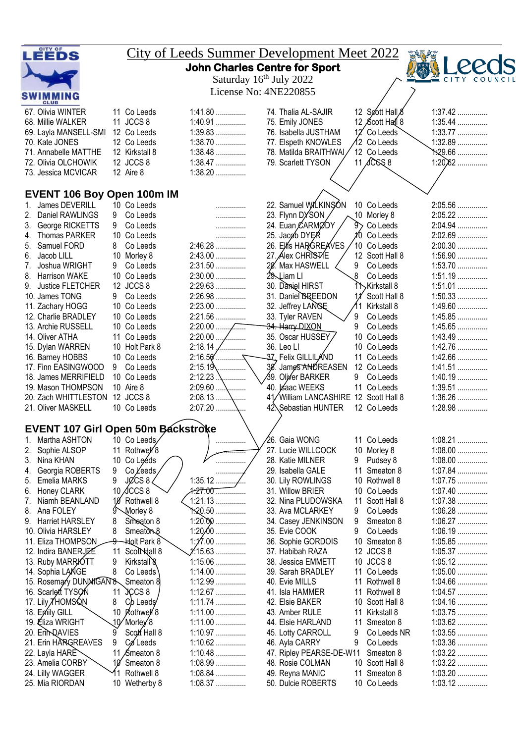# City of Leeds Summer Development Meet 2022

**John Charles Centre for Sport**

Saturday 16th July 2022

License No: 4NE220855

| | | | |
|---|---|---|---|
| 67. Olivia WINTER | 11 | Co Leeds | 1:41.80 |
| 68. Millie WALKER | 11 | JCCS 8 | 1:40.91 |
| 69. Layla MANSELL-SMI | 12 | Co Leeds | 1:39.83 |
| 70. Kate JONES | 12 | Co Leeds | 1:38.70 |
| 71. Annabelle MATTHE | 12 | Kirkstall 8 | 1:38.48 |
| 72. Olivia OLCHOWIK | 12 | JCCS 8 | 1:38.47 |
| 73. Jessica MCVICAR | 12 | Aire 8 | 1:38.20 |
| 74. Thalia AL-SAJIR | 12 | Scott Hall 8 | 1:37.42 |
| 75. Emily JONES | 12 | Scott Hall 8 | 1:35.44 |
| 76. Isabella JUSTHAM | 12 | Co Leeds | 1:33.77 |
| 77. Elspeth KNOWLES | 12 | Co Leeds | 1:32.89 |
| 78. Matilda BRAITHWAI | 12 | Co Leeds | 1:29.66 |
| 79. Scarlett TYSON | 11 | JCCS 8 | 1:20.62 |

## EVENT 106 Boy Open 100m IM

| | | | |
|---|---|---|---|
| 1. James DEVERILL | 10 | Co Leeds | |
| 2. Daniel RAWLINGS | 9 | Co Leeds | |
| 3. George RICKETTS | 9 | Co Leeds | |
| 4. Thomas PARKER | 10 | Co Leeds | |
| 5. Samuel FORD | 8 | Co Leeds | 2:46.28 |
| 6. Jacob LILL | 10 | Morley 8 | 2:43.00 |
| 7. Joshua WRIGHT | 9 | Co Leeds | 2:31.50 |
| 8. Harrison WAKE | 10 | Co Leeds | 2:30.00 |
| 9. Justice FLETCHER | 12 | JCCS 8 | 2:29.63 |
| 10. James TONG | 9 | Co Leeds | 2:26.98 |
| 11. Zachary HOGG | 10 | Co Leeds | 2:23.00 |
| 12. Charlie BRADLEY | 10 | Co Leeds | 2:21.56 |
| 13. Archie RUSSELL | 10 | Co Leeds | 2:20.00 |
| 14. Oliver ATHA | 11 | Co Leeds | 2:20.00 |
| 15. Dylan WARREN | 10 | Holt Park 8 | 2:18.14 |
| 16. Barney HOBBS | 10 | Co Leeds | 2:16.50 |
| 17. Finn EASINGWOOD | 9 | Co Leeds | 2:15.19 |
| 18. James MERRIFIELD | 10 | Co Leeds | 2:12.23 |
| 19. Mason THOMPSON | 10 | Aire 8 | 2:09.60 |
| 20. Zach WHITTLESTON | 12 | JCCS 8 | 2:08.13 |
| 21. Oliver MASKELL | 10 | Co Leeds | 2:07.20 |
| 22. Samuel WILKINSON | 10 | Co Leeds | 2:05.56 |
| 23. Flynn DYSON | 10 | Morley 8 | 2:05.22 |
| 24. Euan CARMODY | 9 | Co Leeds | 2:04.94 |
| 25. Jacob DYER | 10 | Co Leeds | 2:02.69 |
| 26. Ellis HARGREAVES | 10 | Co Leeds | 2:00.30 |
| 27. Alex CHRISTIE | 12 | Scott Hall 8 | 1:56.90 |
| 28. Max HASWELL | 9 | Co Leeds | 1:53.70 |
| 29. Liam LI | 8 | Co Leeds | 1:51.19 |
| 30. Daniel HIRST | 11 | Kirkstall 8 | 1:51.01 |
| 31. Daniel BREEDON | 11 | Scott Hall 8 | 1:50.33 |
| 32. Jeffrey LANGE | 11 | Kirkstall 8 | 1:49.60 |
| 33. Tyler RAVEN | 9 | Co Leeds | 1:45.85 |
| 34. Harry DIXON | 9 | Co Leeds | 1:45.65 |
| 35. Oscar HUSSEY | 10 | Co Leeds | 1:43.49 |
| 36. Leo LI | 10 | Co Leeds | 1:42.76 |
| 37. Felix GILLILAND | 11 | Co Leeds | 1:42.66 |
| 38. James ANDREASEN | 12 | Co Leeds | 1:41.51 |
| 39. Oliver BARKER | 9 | Co Leeds | 1:40.19 |
| 40. Isaac WEEKS | 11 | Co Leeds | 1:39.51 |
| 41. William LANCASHIRE | 12 | Scott Hall 8 | 1:36.26 |
| 42. Sebastian HUNTER | 12 | Co Leeds | 1:28.98 |

## EVENT 107 Girl Open 50m Backstroke

| | | | |
|---|---|---|---|
| 1. Martha ASHTON | 10 | Co Leeds | |
| 2. Sophie ALSOP | 11 | Rothwell 8 | |
| 3. Nina KHAN | 10 | Co Leeds | |
| 4. Georgia ROBERTS | 9 | Co Leeds | |
| 5. Emelia MARKS | 9 | JCCS 8 | 1:35.12 |
| 6. Honey CLARK | 10 | JCCS 8 | 1:27.00 |
| 7. Niamh BEANLAND | 10 | Rothwell 8 | 1:21.13 |
| 8. Ana FOLEY | 9 | Morley 8 | 1:20.50 |
| 9. Harriet HARSLEY | 8 | Smeaton 8 | 1:20.00 |
| 10. Olivia HARSLEY | 8 | Smeaton 8 | 1:20.00 |
| 11. Eliza THOMPSON | 9 | Holt Park 8 | 1:17.00 |
| 12. Indira BANERJEE | 11 | Scott Hall 8 | 1:15.63 |
| 13. Ruby MARRIOTT | 9 | Kirkstall 8 | 1:15.06 |
| 14. Sophia LANGE | 8 | Co Leeds | 1:14.00 |
| 15. Rosemary DUNNIGAN | 8 | Smeaton 8 | 1:12.99 |
| 16. Scarlett TYSON | 11 | JCCS 8 | 1:12.67 |
| 17. Lily THOMSON | 8 | Co Leeds | 1:11.74 |
| 18. Emily GILL | 10 | Rothwell 8 | 1:11.00 |
| 19. Eliza WRIGHT | 10 | Morley 8 | 1:11.00 |
| 20. Erin DAVIES | 9 | Scott Hall 8 | 1:10.97 |
| 21. Erin HARGREAVES | 9 | Co Leeds | 1:10.62 |
| 22. Layla HARE | 11 | Smeaton 8 | 1:10.48 |
| 23. Amelia CORBY | 10 | Smeaton 8 | 1:08.99 |
| 24. Lilly WAGGER | 11 | Rothwell 8 | 1:08.84 |
| 25. Mia RIORDAN | 10 | Wetherby 8 | 1:08.37 |
| 26. Gaia WONG | 11 | Co Leeds | 1:08.21 |
| 27. Lucie WILLCOCK | 10 | Morley 8 | 1:08.00 |
| 28. Katie MILNER | 9 | Pudsey 8 | 1:08.00 |
| 29. Isabella GALE | 11 | Smeaton 8 | 1:07.84 |
| 30. Lily ROWLINGS | 10 | Rothwell 8 | 1:07.75 |
| 31. Willow BRIER | 10 | Co Leeds | 1:07.40 |
| 32. Nina PLUDOWSKA | 11 | Scott Hall 8 | 1:07.38 |
| 33. Ava MCLARKEY | 9 | Co Leeds | 1:06.28 |
| 34. Casey JENKINSON | 9 | Smeaton 8 | 1:06.27 |
| 35. Evie COOK | 9 | Co Leeds | 1:06.19 |
| 36. Sophie GORDOIS | 10 | Smeaton 8 | 1:05.85 |
| 37. Habibah RAZA | 12 | JCCS 8 | 1:05.37 |
| 38. Jessica EMMETT | 10 | JCCS 8 | 1:05.12 |
| 39. Sarah BRADLEY | 11 | Co Leeds | 1:05.00 |
| 40. Evie MILLS | 11 | Rothwell 8 | 1:04.66 |
| 41. Isla HAMMER | 11 | Rothwell 8 | 1:04.57 |
| 42. Elsie BAKER | 10 | Scott Hall 8 | 1:04.16 |
| 43. Amber RULE | 11 | Kirkstall 8 | 1:03.75 |
| 44. Elsie HARLAND | 11 | Smeaton 8 | 1:03.62 |
| 45. Lotty CARROLL | 9 | Co Leeds NR | 1:03.55 |
| 46. Ayla CARRY | 9 | Co Leeds | 1:03.36 |
| 47. Ripley PEARSE-DE-W | 11 | Smeaton 8 | 1:03.22 |
| 48. Rosie COLMAN | 10 | Scott Hall 8 | 1:03.22 |
| 49. Reyna MANIC | 11 | Smeaton 8 | 1:03.20 |
| 50. Dulcie ROBERTS | 10 | Co Leeds | 1:03.12 |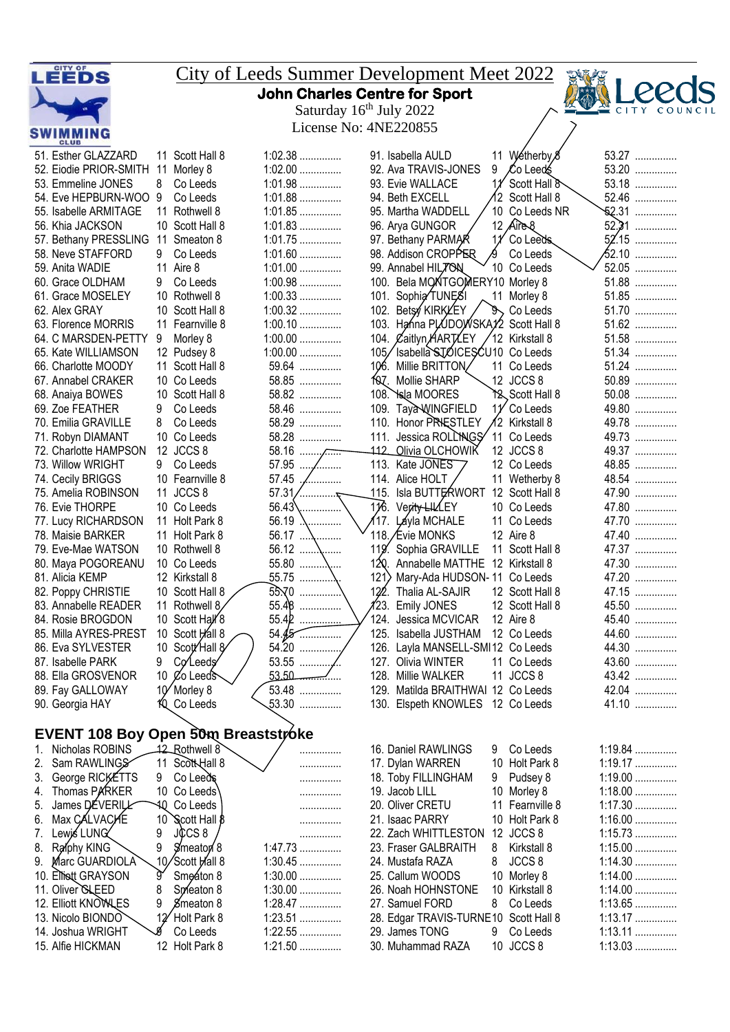# City of Leeds Summer Development Meet 2022

**John Charles Centre for Sport**

Saturday 16th July 2022

License No: 4NE220855

| # | Name | Age | Club | Time |
|---|---|---|---|---|
| 51. | Esther GLAZZARD | 11 | Scott Hall 8 | 1:02.38 |
| 52. | Eiodie PRIOR-SMITH | 11 | Morley 8 | 1:02.00 |
| 53. | Emmeline JONES | 8 | Co Leeds | 1:01.98 |
| 54. | Eve HEPBURN-WOO | 9 | Co Leeds | 1:01.88 |
| 55. | Isabelle ARMITAGE | 11 | Rothwell 8 | 1:01.85 |
| 56. | Khia JACKSON | 10 | Scott Hall 8 | 1:01.83 |
| 57. | Bethany PRESSLING | 11 | Smeaton 8 | 1:01.75 |
| 58. | Neve STAFFORD | 9 | Co Leeds | 1:01.60 |
| 59. | Anita WADIE | 11 | Aire 8 | 1:01.00 |
| 60. | Grace OLDHAM | 9 | Co Leeds | 1:00.98 |
| 61. | Grace MOSELEY | 10 | Rothwell 8 | 1:00.33 |
| 62. | Alex GRAY | 10 | Scott Hall 8 | 1:00.32 |
| 63. | Florence MORRIS | 11 | Fearnville 8 | 1:00.10 |
| 64. | C MARSDEN-PETTY | 9 | Morley 8 | 1:00.00 |
| 65. | Kate WILLIAMSON | 12 | Pudsey 8 | 1:00.00 |
| 66. | Charlotte MOODY | 11 | Scott Hall 8 | 59.64 |
| 67. | Annabel CRAKER | 10 | Co Leeds | 58.85 |
| 68. | Anaiya BOWES | 10 | Scott Hall 8 | 58.82 |
| 69. | Zoe FEATHER | 9 | Co Leeds | 58.46 |
| 70. | Emilia GRAVILLE | 8 | Co Leeds | 58.29 |
| 71. | Robyn DIAMANT | 10 | Co Leeds | 58.28 |
| 72. | Charlotte HAMPSON | 12 | JCCS 8 | 58.16 |
| 73. | Willow WRIGHT | 9 | Co Leeds | 57.95 |
| 74. | Cecily BRIGGS | 10 | Fearnville 8 | 57.45 |
| 75. | Amelia ROBINSON | 11 | JCCS 8 | 57.31 |
| 76. | Evie THORPE | 10 | Co Leeds | 56.43 |
| 77. | Lucy RICHARDSON | 11 | Holt Park 8 | 56.19 |
| 78. | Maisie BARKER | 11 | Holt Park 8 | 56.17 |
| 79. | Eve-Mae WATSON | 10 | Rothwell 8 | 56.12 |
| 80. | Maya POGOREANU | 10 | Co Leeds | 55.80 |
| 81. | Alicia KEMP | 12 | Kirkstall 8 | 55.75 |
| 82. | Poppy CHRISTIE | 10 | Scott Hall 8 | 55.70 |
| 83. | Annabelle READER | 11 | Rothwell 8 | 55.48 |
| 84. | Rosie BROGDON | 10 | Scott Hall 8 | 55.42 |
| 85. | Milla AYRES-PREST | 10 | Scott Hall 8 | 54.45 |
| 86. | Eva SYLVESTER | 10 | Scott Hall 8 | 54.20 |
| 87. | Isabelle PARK | 9 | Co Leeds | 53.55 |
| 88. | Ella GROSVENOR | 10 | Co Leeds | 53.50 |
| 89. | Fay GALLOWAY | 10 | Morley 8 | 53.48 |
| 90. | Georgia HAY | 10 | Co Leeds | 53.30 |
| 91. | Isabella AULD | 11 | Wetherby 8 | 53.27 |
| 92. | Ava TRAVIS-JONES | 9 | Co Leeds | 53.20 |
| 93. | Evie WALLACE | 11 | Scott Hall 8 | 53.18 |
| 94. | Beth EXCELL | 12 | Scott Hall 8 | 52.46 |
| 95. | Martha WADDELL | 10 | Co Leeds NR | 52.31 |
| 96. | Arya GUNGOR | 12 | Aire 8 | 52.31 |
| 97. | Bethany PARMAR | 11 | Co Leeds | 52.15 |
| 98. | Addison CROPPER | 9 | Co Leeds | 52.10 |
| 99. | Annabel HILTON | 10 | Co Leeds | 52.05 |
| 100. | Bela MONTGOMERY | 10 | Morley 8 | 51.88 |
| 101. | Sophia TUNESI | 11 | Morley 8 | 51.85 |
| 102. | Betsy KIRKLEY | 9 | Co Leeds | 51.70 |
| 103. | Hanna PLUDOWSKA | 12 | Scott Hall 8 | 51.62 |
| 104. | Caitlyn HARTLEY | 12 | Kirkstall 8 | 51.58 |
| 105. | Isabella STOICESCU | 10 | Co Leeds | 51.34 |
| 106. | Millie BRITTON | 11 | Co Leeds | 51.24 |
| 107. | Mollie SHARP | 12 | JCCS 8 | 50.89 |
| 108. | Isla MOORES | 12 | Scott Hall 8 | 50.08 |
| 109. | Taya WINGFIELD | 11 | Co Leeds | 49.80 |
| 110. | Honor PRIESTLEY | 12 | Kirkstall 8 | 49.78 |
| 111. | Jessica ROLLINGS | 11 | Co Leeds | 49.73 |
| 112. | Olivia OLCHOWIK | 12 | JCCS 8 | 49.37 |
| 113. | Kate JONES | 12 | Co Leeds | 48.85 |
| 114. | Alice HOLT | 11 | Wetherby 8 | 48.54 |
| 115. | Isla BUTTERWORT | 12 | Scott Hall 8 | 47.90 |
| 116. | Verity LILLEY | 10 | Co Leeds | 47.80 |
| 117. | Layla MCHALE | 11 | Co Leeds | 47.70 |
| 118. | Evie MONKS | 12 | Aire 8 | 47.40 |
| 119. | Sophia GRAVILLE | 11 | Scott Hall 8 | 47.37 |
| 120. | Annabelle MATTHE | 12 | Kirkstall 8 | 47.30 |
| 121. | Mary-Ada HUDSON- | 11 | Co Leeds | 47.20 |
| 122. | Thalia AL-SAJIR | 12 | Scott Hall 8 | 47.15 |
| 123. | Emily JONES | 12 | Scott Hall 8 | 45.50 |
| 124. | Jessica MCVICAR | 12 | Aire 8 | 45.40 |
| 125. | Isabella JUSTHAM | 12 | Co Leeds | 44.60 |
| 126. | Layla MANSELL-SMI | 12 | Co Leeds | 44.30 |
| 127. | Olivia WINTER | 11 | Co Leeds | 43.60 |
| 128. | Millie WALKER | 11 | JCCS 8 | 43.42 |
| 129. | Matilda BRAITHWAI | 12 | Co Leeds | 42.04 |
| 130. | Elspeth KNOWLES | 12 | Co Leeds | 41.10 |

## EVENT 108 Boy Open 50m Breaststroke

| # | Name | Age | Club | Time |
|---|---|---|---|---|
| 1. | Nicholas ROBINS | 12 | Rothwell 8 | |
| 2. | Sam RAWLINGS | 11 | Scott Hall 8 | |
| 3. | George RICKETTS | 9 | Co Leeds | |
| 4. | Thomas PARKER | 10 | Co Leeds | |
| 5. | James DEVERILL | 10 | Co Leeds | |
| 6. | Max CALVACHE | 10 | Scott Hall 8 | |
| 7. | Lewis LUNG | 9 | JCCS 8 | |
| 8. | Ralphy KING | 9 | Smeaton 8 | 1:47.73 |
| 9. | Marc GUARDIOLA | 10 | Scott Hall 8 | 1:30.45 |
| 10. | Elliott GRAYSON | 9 | Smeaton 8 | 1:30.00 |
| 11. | Oliver GLEED | 8 | Smeaton 8 | 1:30.00 |
| 12. | Elliott KNOWLES | 9 | Smeaton 8 | 1:28.47 |
| 13. | Nicolo BIONDO | 12 | Holt Park 8 | 1:23.51 |
| 14. | Joshua WRIGHT | 8 | Co Leeds | 1:22.55 |
| 15. | Alfie HICKMAN | 12 | Holt Park 8 | 1:21.50 |
| 16. | Daniel RAWLINGS | 9 | Co Leeds | 1:19.84 |
| 17. | Dylan WARREN | 10 | Holt Park 8 | 1:19.17 |
| 18. | Toby FILLINGHAM | 9 | Pudsey 8 | 1:19.00 |
| 19. | Jacob LILL | 10 | Morley 8 | 1:18.00 |
| 20. | Oliver CRETU | 11 | Fearnville 8 | 1:17.30 |
| 21. | Isaac PARRY | 10 | Holt Park 8 | 1:16.00 |
| 22. | Zach WHITTLESTON | 12 | JCCS 8 | 1:15.73 |
| 23. | Fraser GALBRAITH | 8 | Kirkstall 8 | 1:15.00 |
| 24. | Mustafa RAZA | 8 | JCCS 8 | 1:14.30 |
| 25. | Callum WOODS | 10 | Morley 8 | 1:14.00 |
| 26. | Noah HOHNSTONE | 10 | Kirkstall 8 | 1:14.00 |
| 27. | Samuel FORD | 8 | Co Leeds | 1:13.65 |
| 28. | Edgar TRAVIS-TURNE | 10 | Scott Hall 8 | 1:13.17 |
| 29. | James TONG | 9 | Co Leeds | 1:13.11 |
| 30. | Muhammad RAZA | 10 | JCCS 8 | 1:13.03 |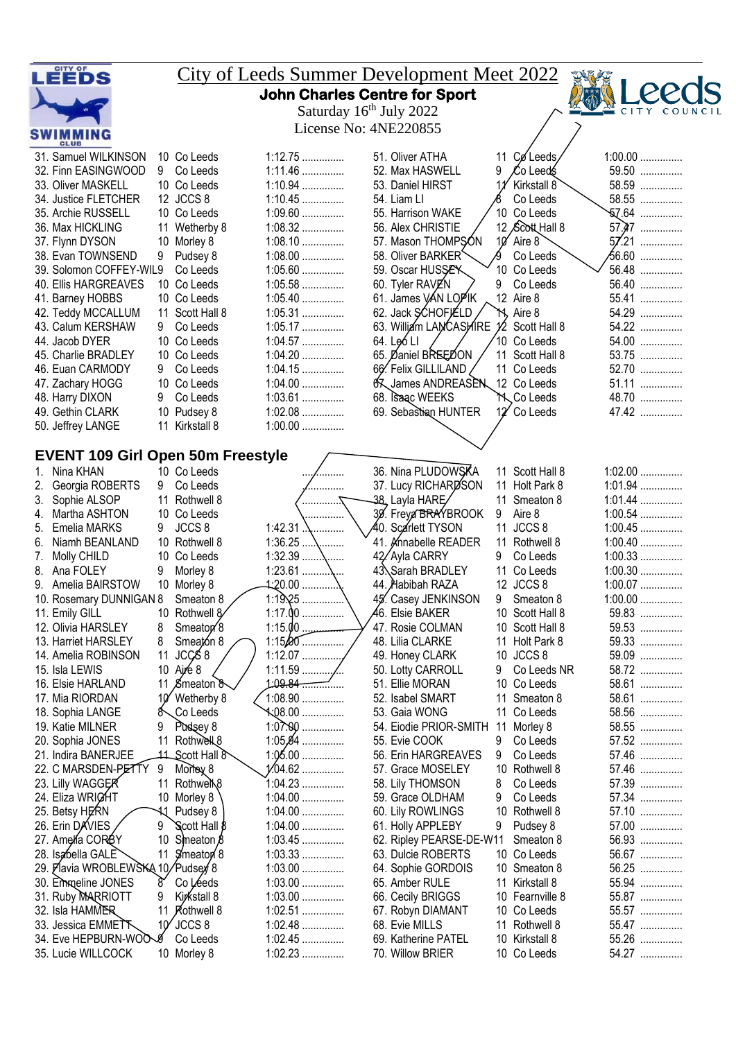# City of Leeds Summer Development Meet 2022

**John Charles Centre for Sport**

Saturday 16th July 2022

License No: 4NE220855

| | Name | Age | Club | Time |
|---|---|---|---|---|
| 31. | Samuel WILKINSON | 10 | Co Leeds | 1:12.75 |
| 32. | Finn EASINGWOOD | 9 | Co Leeds | 1:11.46 |
| 33. | Oliver MASKELL | 10 | Co Leeds | 1:10.94 |
| 34. | Justice FLETCHER | 12 | JCCS 8 | 1:10.45 |
| 35. | Archie RUSSELL | 10 | Co Leeds | 1:09.60 |
| 36. | Max HICKLING | 11 | Wetherby 8 | 1:08.32 |
| 37. | Flynn DYSON | 10 | Morley 8 | 1:08.10 |
| 38. | Evan TOWNSEND | 9 | Pudsey 8 | 1:08.00 |
| 39. | Solomon COFFEY-WIL | 9 | Co Leeds | 1:05.60 |
| 40. | Ellis HARGREAVES | 10 | Co Leeds | 1:05.58 |
| 41. | Barney HOBBS | 10 | Co Leeds | 1:05.40 |
| 42. | Teddy MCCALLUM | 11 | Scott Hall 8 | 1:05.31 |
| 43. | Calum KERSHAW | 9 | Co Leeds | 1:05.17 |
| 44. | Jacob DYER | 10 | Co Leeds | 1:04.57 |
| 45. | Charlie BRADLEY | 10 | Co Leeds | 1:04.20 |
| 46. | Euan CARMODY | 9 | Co Leeds | 1:04.15 |
| 47. | Zachary HOGG | 10 | Co Leeds | 1:04.00 |
| 48. | Harry DIXON | 9 | Co Leeds | 1:03.61 |
| 49. | Gethin CLARK | 10 | Pudsey 8 | 1:02.08 |
| 50. | Jeffrey LANGE | 11 | Kirkstall 8 | 1:00.00 |
| 51. | Oliver ATHA | 11 | Co Leeds | 1:00.00 |
| 52. | Max HASWELL | 9 | Co Leeds | 59.50 |
| 53. | Daniel HIRST | 11 | Kirkstall 8 | 58.59 |
| 54. | Liam LI | 8 | Co Leeds | 58.55 |
| 55. | Harrison WAKE | 10 | Co Leeds | 57.64 |
| 56. | Alex CHRISTIE | 12 | Scott Hall 8 | 57.47 |
| 57. | Mason THOMPSON | 10 | Aire 8 | 57.21 |
| 58. | Oliver BARKER | 9 | Co Leeds | 56.60 |
| 59. | Oscar HUSSEY | 10 | Co Leeds | 56.48 |
| 60. | Tyler RAVEN | 9 | Co Leeds | 56.40 |
| 61. | James VAN LOPIK | 12 | Aire 8 | 55.41 |
| 62. | Jack SCHOFIELD | 11 | Aire 8 | 54.29 |
| 63. | William LANCASHIRE | 12 | Scott Hall 8 | 54.22 |
| 64. | Leo LI | 10 | Co Leeds | 54.00 |
| 65. | Daniel BREEDON | 11 | Scott Hall 8 | 53.75 |
| 66. | Felix GILLILAND | 11 | Co Leeds | 52.70 |
| 67. | James ANDREASEN | 12 | Co Leeds | 51.11 |
| 68. | Isaac WEEKS | 11 | Co Leeds | 48.70 |
| 69. | Sebastian HUNTER | 12 | Co Leeds | 47.42 |

## EVENT 109 Girl Open 50m Freestyle

| | Name | Age | Club | Time |
|---|---|---|---|---|
| 1. | Nina KHAN | 10 | Co Leeds | |
| 2. | Georgia ROBERTS | 9 | Co Leeds | |
| 3. | Sophie ALSOP | 11 | Rothwell 8 | |
| 4. | Martha ASHTON | 10 | Co Leeds | |
| 5. | Emelia MARKS | 9 | JCCS 8 | 1:42.31 |
| 6. | Niamh BEANLAND | 10 | Rothwell 8 | 1:36.25 |
| 7. | Molly CHILD | 10 | Co Leeds | 1:32.39 |
| 8. | Ana FOLEY | 9 | Morley 8 | 1:23.61 |
| 9. | Amelia BAIRSTOW | 10 | Morley 8 | 1:20.00 |
| 10. | Rosemary DUNNIGAN | 8 | Smeaton 8 | 1:19.25 |
| 11. | Emily GILL | 10 | Rothwell 8 | 1:17.00 |
| 12. | Olivia HARSLEY | 8 | Smeaton 8 | 1:15.00 |
| 13. | Harriet HARSLEY | 8 | Smeaton 8 | 1:15.00 |
| 14. | Amelia ROBINSON | 11 | JCCS 8 | 1:12.07 |
| 15. | Isla LEWIS | 10 | Aire 8 | 1:11.59 |
| 16. | Elsie HARLAND | 11 | Smeaton 8 | 1:09.84 |
| 17. | Mia RIORDAN | 10 | Wetherby 8 | 1:08.90 |
| 18. | Sophia LANGE | 8 | Co Leeds | 1:08.00 |
| 19. | Katie MILNER | 9 | Pudsey 8 | 1:07.00 |
| 20. | Sophia JONES | 11 | Rothwell 8 | 1:05.84 |
| 21. | Indira BANERJEE | 11 | Scott Hall 8 | 1:05.00 |
| 22. | C MARSDEN-PETTY | 9 | Morley 8 | 1:04.62 |
| 23. | Lilly WAGGER | 11 | Rothwell 8 | 1:04.23 |
| 24. | Eliza WRIGHT | 10 | Morley 8 | 1:04.00 |
| 25. | Betsy HERN | 11 | Pudsey 8 | 1:04.00 |
| 26. | Erin DAVIES | 9 | Scott Hall 8 | 1:04.00 |
| 27. | Amelia CORBY | 10 | Smeaton 8 | 1:03.45 |
| 28. | Isabella GALE | 11 | Smeaton 8 | 1:03.33 |
| 29. | Flavia WROBLEWSKA | 10 | Pudsey 8 | 1:03.00 |
| 30. | Emmeline JONES | 8 | Co Leeds | 1:03.00 |
| 31. | Ruby MARRIOTT | 9 | Kirkstall 8 | 1:03.00 |
| 32. | Isla HAMMER | 11 | Rothwell 8 | 1:02.51 |
| 33. | Jessica EMMETT | 10 | JCCS 8 | 1:02.48 |
| 34. | Eve HEPBURN-WOO | 9 | Co Leeds | 1:02.45 |
| 35. | Lucie WILLCOCK | 10 | Morley 8 | 1:02.23 |
| 36. | Nina PLUDOWSKA | 11 | Scott Hall 8 | 1:02.00 |
| 37. | Lucy RICHARDSON | 11 | Holt Park 8 | 1:01.94 |
| 38. | Layla HARE | 11 | Smeaton 8 | 1:01.44 |
| 39. | Freya BRAYBROOK | 9 | Aire 8 | 1:00.54 |
| 40. | Scarlett TYSON | 11 | JCCS 8 | 1:00.45 |
| 41. | Annabelle READER | 11 | Rothwell 8 | 1:00.40 |
| 42. | Ayla CARRY | 9 | Co Leeds | 1:00.33 |
| 43. | Sarah BRADLEY | 11 | Co Leeds | 1:00.30 |
| 44. | Habibah RAZA | 12 | JCCS 8 | 1:00.07 |
| 45. | Casey JENKINSON | 9 | Smeaton 8 | 1:00.00 |
| 46. | Elsie BAKER | 10 | Scott Hall 8 | 59.83 |
| 47. | Rosie COLMAN | 10 | Scott Hall 8 | 59.53 |
| 48. | Lilia CLARKE | 11 | Holt Park 8 | 59.33 |
| 49. | Honey CLARK | 10 | JCCS 8 | 59.09 |
| 50. | Lotty CARROLL | 9 | Co Leeds NR | 58.72 |
| 51. | Ellie MORAN | 10 | Co Leeds | 58.61 |
| 52. | Isabel SMART | 11 | Smeaton 8 | 58.61 |
| 53. | Gaia WONG | 11 | Co Leeds | 58.56 |
| 54. | Eiodie PRIOR-SMITH | 11 | Morley 8 | 58.55 |
| 55. | Evie COOK | 9 | Co Leeds | 57.52 |
| 56. | Erin HARGREAVES | 9 | Co Leeds | 57.46 |
| 57. | Grace MOSELEY | 10 | Rothwell 8 | 57.46 |
| 58. | Lily THOMSON | 8 | Co Leeds | 57.39 |
| 59. | Grace OLDHAM | 9 | Co Leeds | 57.34 |
| 60. | Lily ROWLINGS | 10 | Rothwell 8 | 57.10 |
| 61. | Holly APPLEBY | 9 | Pudsey 8 | 57.00 |
| 62. | Ripley PEARSE-DE-W | 11 | Smeaton 8 | 56.93 |
| 63. | Dulcie ROBERTS | 10 | Co Leeds | 56.67 |
| 64. | Sophie GORDOIS | 10 | Smeaton 8 | 56.25 |
| 65. | Amber RULE | 11 | Kirkstall 8 | 55.94 |
| 66. | Cecily BRIGGS | 10 | Fearnville 8 | 55.87 |
| 67. | Robyn DIAMANT | 10 | Co Leeds | 55.57 |
| 68. | Evie MILLS | 11 | Rothwell 8 | 55.47 |
| 69. | Katherine PATEL | 10 | Kirkstall 8 | 55.26 |
| 70. | Willow BRIER | 10 | Co Leeds | 54.27 |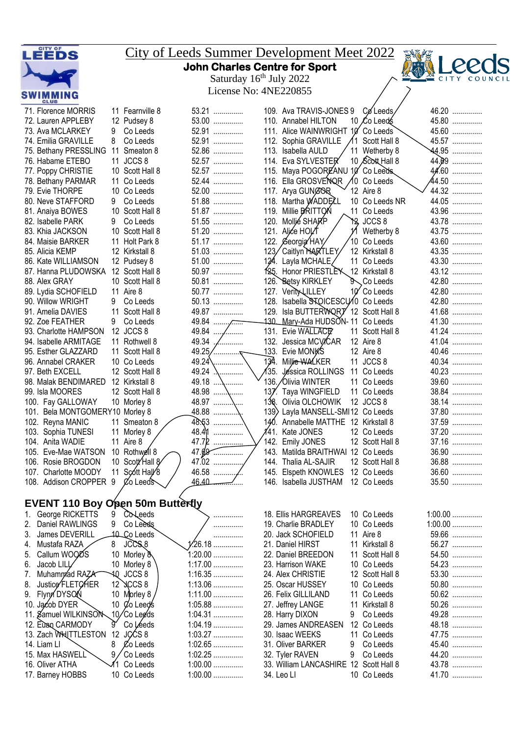# City of Leeds Summer Development Meet 2022

**John Charles Centre for Sport**

Saturday 16th July 2022

License No: 4NE220855

| | Name | Age | Club | Time | |
|---|---|---|---|---|---|
| 71. | Florence MORRIS | 11 | Fearnville 8 | 53.21 | ............... |
| 72. | Lauren APPLEBY | 12 | Pudsey 8 | 53.00 | ............... |
| 73. | Ava MCLARKEY | 9 | Co Leeds | 52.91 | ............... |
| 74. | Emilia GRAVILLE | 8 | Co Leeds | 52.91 | ............... |
| 75. | Bethany PRESSLING | 11 | Smeaton 8 | 52.86 | ............... |
| 76. | Habame ETEBO | 11 | JCCS 8 | 52.57 | ............... |
| 77. | Poppy CHRISTIE | 10 | Scott Hall 8 | 52.57 | ............... |
| 78. | Bethany PARMAR | 11 | Co Leeds | 52.44 | ............... |
| 79. | Evie THORPE | 10 | Co Leeds | 52.00 | ............... |
| 80. | Neve STAFFORD | 9 | Co Leeds | 51.88 | ............... |
| 81. | Anaiya BOWES | 10 | Scott Hall 8 | 51.87 | ............... |
| 82. | Isabelle PARK | 9 | Co Leeds | 51.55 | ............... |
| 83. | Khia JACKSON | 10 | Scott Hall 8 | 51.20 | ............... |
| 84. | Maisie BARKER | 11 | Holt Park 8 | 51.17 | ............... |
| 85. | Alicia KEMP | 12 | Kirkstall 8 | 51.03 | ............... |
| 86. | Kate WILLIAMSON | 12 | Pudsey 8 | 51.00 | ............... |
| 87. | Hanna PLUDOWSKA | 12 | Scott Hall 8 | 50.97 | ............... |
| 88. | Alex GRAY | 10 | Scott Hall 8 | 50.81 | ............... |
| 89. | Lydia SCHOFIELD | 11 | Aire 8 | 50.77 | ............... |
| 90. | Willow WRIGHT | 9 | Co Leeds | 50.13 | ............... |
| 91. | Amelia DAVIES | 11 | Scott Hall 8 | 49.87 | ............... |
| 92. | Zoe FEATHER | 9 | Co Leeds | 49.84 | ............... |
| 93. | Charlotte HAMPSON | 12 | JCCS 8 | 49.84 | ............... |
| 94. | Isabelle ARMITAGE | 11 | Rothwell 8 | 49.34 | ............... |
| 95. | Esther GLAZZARD | 11 | Scott Hall 8 | 49.25 | ............... |
| 96. | Annabel CRAKER | 10 | Co Leeds | 49.24 | ............... |
| 97. | Beth EXCELL | 12 | Scott Hall 8 | 49.24 | ............... |
| 98. | Malak BENDIMARED | 12 | Kirkstall 8 | 49.18 | ............... |
| 99. | Isla MOORES | 12 | Scott Hall 8 | 48.98 | ............... |
| 100. | Fay GALLOWAY | 10 | Morley 8 | 48.97 | ............... |
| 101. | Bela MONTGOMERY | 10 | Morley 8 | 48.88 | ............... |
| 102. | Reyna MANIC | 11 | Smeaton 8 | 48.53 | ............... |
| 103. | Sophia TUNESI | 11 | Morley 8 | 48.41 | ............... |
| 104. | Anita WADIE | 11 | Aire 8 | 47.72 | ............... |
| 105. | Eve-Mae WATSON | 10 | Rothwell 8 | 47.69 | ............... |
| 106. | Rosie BROGDON | 10 | Scott Hall 8 | 47.02 | ............... |
| 107. | Charlotte MOODY | 11 | Scott Hall 8 | 46.58 | ............... |
| 108. | Addison CROPPER | 9 | Co Leeds | 46.40 | ............... |
| 109. | Ava TRAVIS-JONES | 9 | Co Leeds | 46.20 | ............... |
| 110. | Annabel HILTON | 10 | Co Leeds | 45.80 | ............... |
| 111. | Alice WAINWRIGHT | 10 | Co Leeds | 45.60 | ............... |
| 112. | Sophia GRAVILLE | 11 | Scott Hall 8 | 45.57 | ............... |
| 113. | Isabella AULD | 11 | Wetherby 8 | 44.95 | ............... |
| 114. | Eva SYLVESTER | 10 | Scott Hall 8 | 44.89 | ............... |
| 115. | Maya POGOREANU | 10 | Co Leeds | 44.60 | ............... |
| 116. | Ella GROSVENOR | 10 | Co Leeds | 44.50 | ............... |
| 117. | Arya GUNGOR | 12 | Aire 8 | 44.32 | ............... |
| 118. | Martha WADDELL | 10 | Co Leeds NR | 44.05 | ............... |
| 119. | Millie BRITTON | 11 | Co Leeds | 43.96 | ............... |
| 120. | Mollie SHARP | 12 | JCCS 8 | 43.78 | ............... |
| 121. | Alice HOLT | 11 | Wetherby 8 | 43.75 | ............... |
| 122. | Georgia HAY | 10 | Co Leeds | 43.60 | ............... |
| 123. | Caitlyn HARTLEY | 12 | Kirkstall 8 | 43.35 | ............... |
| 124. | Layla MCHALE | 11 | Co Leeds | 43.30 | ............... |
| 125. | Honor PRIESTLEY | 12 | Kirkstall 8 | 43.12 | ............... |
| 126. | Betsy KIRKLEY | 9 | Co Leeds | 42.80 | ............... |
| 127. | Verity LILLEY | 10 | Co Leeds | 42.80 | ............... |
| 128. | Isabella STOICESCU | 10 | Co Leeds | 42.80 | ............... |
| 129. | Isla BUTTERWORT | 12 | Scott Hall 8 | 41.68 | ............... |
| 130. | Mary-Ada HUDSON- | 11 | Co Leeds | 41.30 | ............... |
| 131. | Evie WALLACE | 11 | Scott Hall 8 | 41.24 | ............... |
| 132. | Jessica MCVICAR | 12 | Aire 8 | 41.04 | ............... |
| 133. | Evie MONKS | 12 | Aire 8 | 40.46 | ............... |
| 134. | Millie WALKER | 11 | JCCS 8 | 40.34 | ............... |
| 135. | Jessica ROLLINGS | 11 | Co Leeds | 40.23 | ............... |
| 136. | Olivia WINTER | 11 | Co Leeds | 39.60 | ............... |
| 137. | Taya WINGFIELD | 11 | Co Leeds | 38.84 | ............... |
| 138. | Olivia OLCHOWIK | 12 | JCCS 8 | 38.14 | ............... |
| 139. | Layla MANSELL-SMI | 12 | Co Leeds | 37.80 | ............... |
| 140. | Annabelle MATTHE | 12 | Kirkstall 8 | 37.59 | ............... |
| 141. | Kate JONES | 12 | Co Leeds | 37.20 | ............... |
| 142. | Emily JONES | 12 | Scott Hall 8 | 37.16 | ............... |
| 143. | Matilda BRAITHWAI | 12 | Co Leeds | 36.90 | ............... |
| 144. | Thalia AL-SAJIR | 12 | Scott Hall 8 | 36.88 | ............... |
| 145. | Elspeth KNOWLES | 12 | Co Leeds | 36.60 | ............... |
| 146. | Isabella JUSTHAM | 12 | Co Leeds | 35.50 | ............... |

## EVENT 110 Boy Open 50m Butterfly

| | Name | Age | Club | Time | |
|---|---|---|---|---|---|
| 1. | George RICKETTS | 9 | Co Leeds | | ............... |
| 2. | Daniel RAWLINGS | 9 | Co Leeds | | ............... |
| 3. | James DEVERILL | 10 | Co Leeds | | ............... |
| 4. | Mustafa RAZA | 8 | JCCS 8 | 1:26.18 | ............... |
| 5. | Callum WOODS | 10 | Morley 8 | 1:20.00 | ............... |
| 6. | Jacob LILL | 10 | Morley 8 | 1:17.00 | ............... |
| 7. | Muhammad RAZA | 10 | JCCS 8 | 1:16.35 | ............... |
| 8. | Justice FLETCHER | 12 | JCCS 8 | 1:13.06 | ............... |
| 9. | Flynn DYSON | 10 | Morley 8 | 1:11.00 | ............... |
| 10. | Jacob DYER | 10 | Co Leeds | 1:05.88 | ............... |
| 11. | Samuel WILKINSON | 10 | Co Leeds | 1:04.31 | ............... |
| 12. | Euan CARMODY | 9 | Co Leeds | 1:04.19 | ............... |
| 13. | Zach WHITTLESTON | 12 | JCCS 8 | 1:03.27 | ............... |
| 14. | Liam LI | 8 | Co Leeds | 1:02.65 | ............... |
| 15. | Max HASWELL | 9 | Co Leeds | 1:02.25 | ............... |
| 16. | Oliver ATHA | 11 | Co Leeds | 1:00.00 | ............... |
| 17. | Barney HOBBS | 10 | Co Leeds | 1:00.00 | ............... |
| 18. | Ellis HARGREAVES | 10 | Co Leeds | 1:00.00 | ............... |
| 19. | Charlie BRADLEY | 10 | Co Leeds | 1:00.00 | ............... |
| 20. | Jack SCHOFIELD | 11 | Aire 8 | 59.66 | ............... |
| 21. | Daniel HIRST | 11 | Kirkstall 8 | 56.27 | ............... |
| 22. | Daniel BREEDON | 11 | Scott Hall 8 | 54.50 | ............... |
| 23. | Harrison WAKE | 10 | Co Leeds | 54.23 | ............... |
| 24. | Alex CHRISTIE | 12 | Scott Hall 8 | 53.30 | ............... |
| 25. | Oscar HUSSEY | 10 | Co Leeds | 50.80 | ............... |
| 26. | Felix GILLILAND | 11 | Co Leeds | 50.62 | ............... |
| 27. | Jeffrey LANGE | 11 | Kirkstall 8 | 50.26 | ............... |
| 28. | Harry DIXON | 9 | Co Leeds | 49.28 | ............... |
| 29. | James ANDREASEN | 12 | Co Leeds | 48.18 | ............... |
| 30. | Isaac WEEKS | 11 | Co Leeds | 47.75 | ............... |
| 31. | Oliver BARKER | 9 | Co Leeds | 45.40 | ............... |
| 32. | Tyler RAVEN | 9 | Co Leeds | 44.20 | ............... |
| 33. | William LANCASHIRE | 12 | Scott Hall 8 | 43.78 | ............... |
| 34. | Leo LI | 10 | Co Leeds | 41.70 | ............... |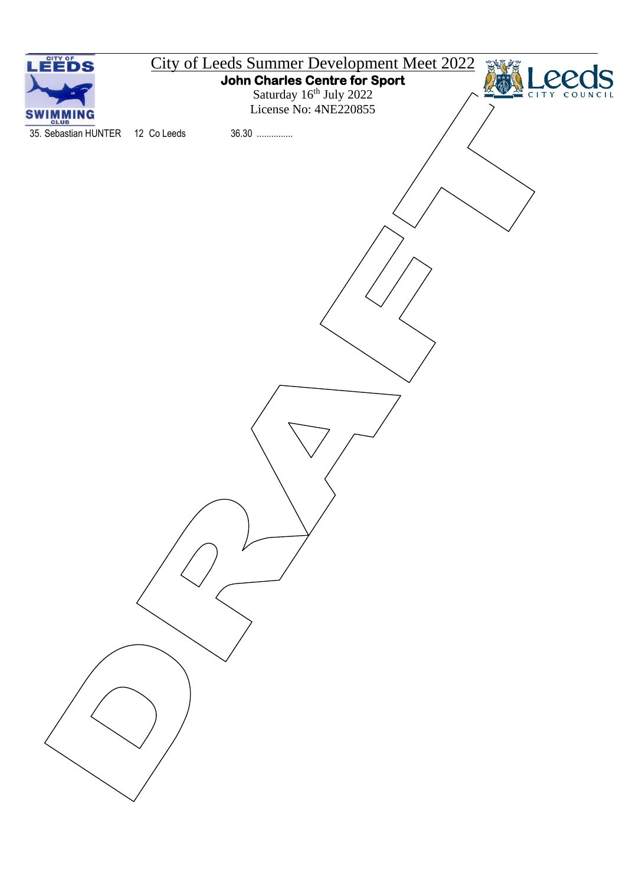| | | | |
|---|---|---|---|
| 35. Sebastian HUNTER | 12 | Co Leeds | 36.30 ............... |